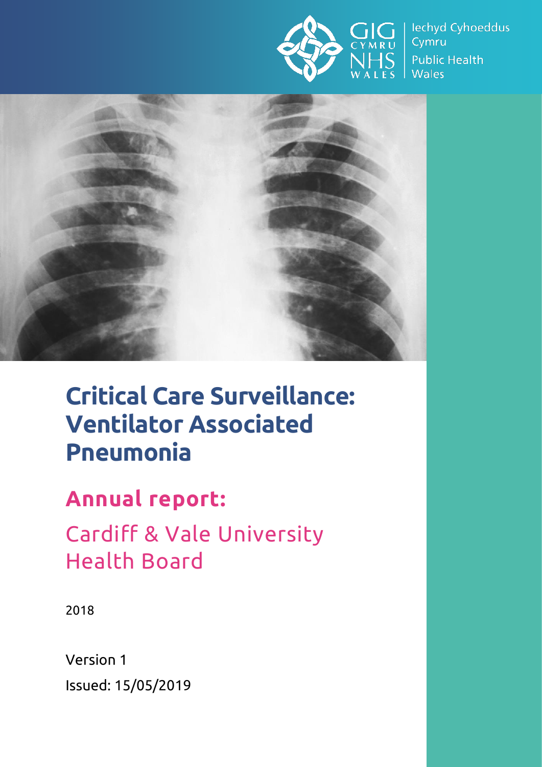Iechyd Cyhoeddus Cymru

Public Health Wales

# Critical Care Surveillance: Ventilator Associated Pneumonia

## Annual report:

Cardiff & Vale University Health Board

2018

Version 1

Issued: 15/05/2019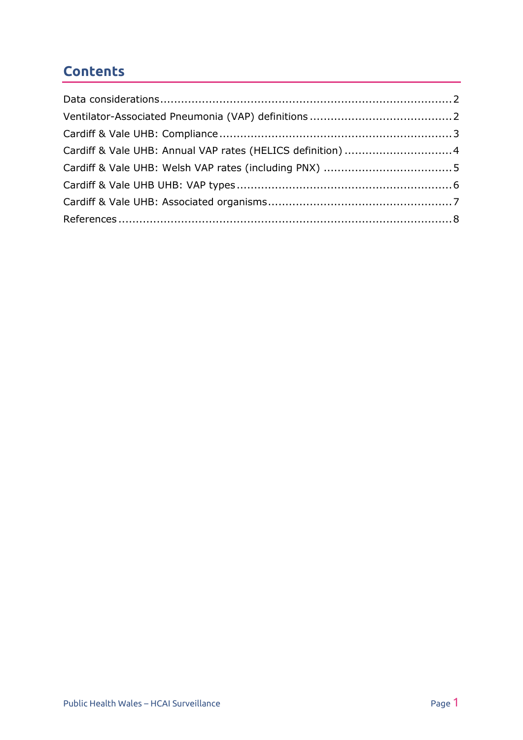# Contents

Data considerations .................................................................................. 2
Ventilator-Associated Pneumonia (VAP) definitions ........................................ 2
Cardiff & Vale UHB: Compliance ................................................................. 3
Cardiff & Vale UHB: Annual VAP rates (HELICS definition) .............................. 4
Cardiff & Vale UHB: Welsh VAP rates (including PNX) .................................... 5
Cardiff & Vale UHB UHB: VAP types ............................................................ 6
Cardiff & Vale UHB: Associated organisms ................................................... 7
References ............................................................................................... 8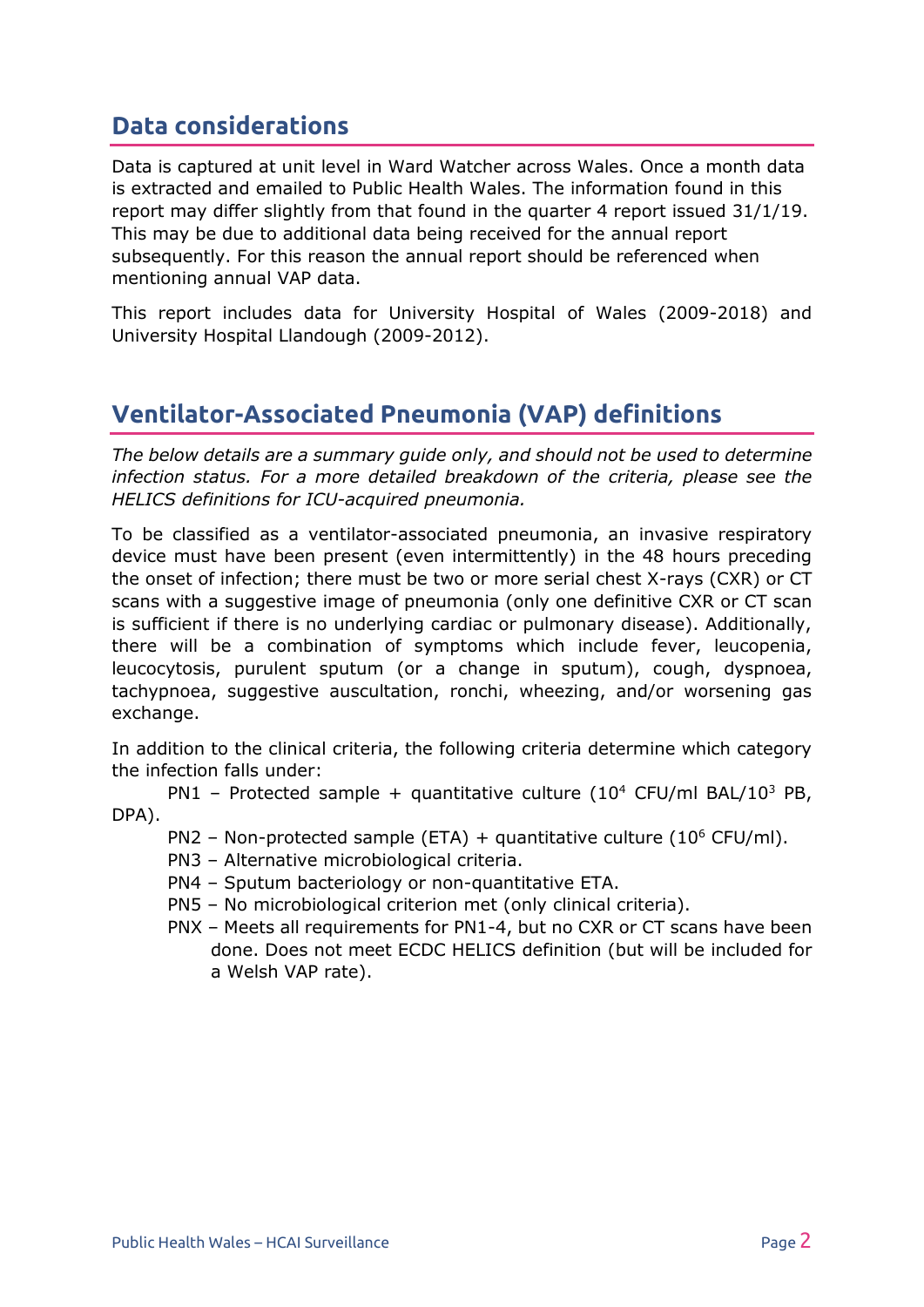## Data considerations

Data is captured at unit level in Ward Watcher across Wales. Once a month data is extracted and emailed to Public Health Wales. The information found in this report may differ slightly from that found in the quarter 4 report issued 31/1/19. This may be due to additional data being received for the annual report subsequently. For this reason the annual report should be referenced when mentioning annual VAP data.

This report includes data for University Hospital of Wales (2009-2018) and University Hospital Llandough (2009-2012).

## Ventilator-Associated Pneumonia (VAP) definitions

*The below details are a summary guide only, and should not be used to determine infection status. For a more detailed breakdown of the criteria, please see the HELICS definitions for ICU-acquired pneumonia.*

To be classified as a ventilator-associated pneumonia, an invasive respiratory device must have been present (even intermittently) in the 48 hours preceding the onset of infection; there must be two or more serial chest X-rays (CXR) or CT scans with a suggestive image of pneumonia (only one definitive CXR or CT scan is sufficient if there is no underlying cardiac or pulmonary disease). Additionally, there will be a combination of symptoms which include fever, leucopenia, leucocytosis, purulent sputum (or a change in sputum), cough, dyspnoea, tachypnoea, suggestive auscultation, ronchi, wheezing, and/or worsening gas exchange.

In addition to the clinical criteria, the following criteria determine which category the infection falls under:

- PN1 – Protected sample + quantitative culture ($10^4$ CFU/ml BAL/$10^3$ PB, DPA).
- PN2 – Non-protected sample (ETA) + quantitative culture ($10^6$ CFU/ml).
- PN3 – Alternative microbiological criteria.
- PN4 – Sputum bacteriology or non-quantitative ETA.
- PN5 – No microbiological criterion met (only clinical criteria).
- PNX – Meets all requirements for PN1-4, but no CXR or CT scans have been done. Does not meet ECDC HELICS definition (but will be included for a Welsh VAP rate).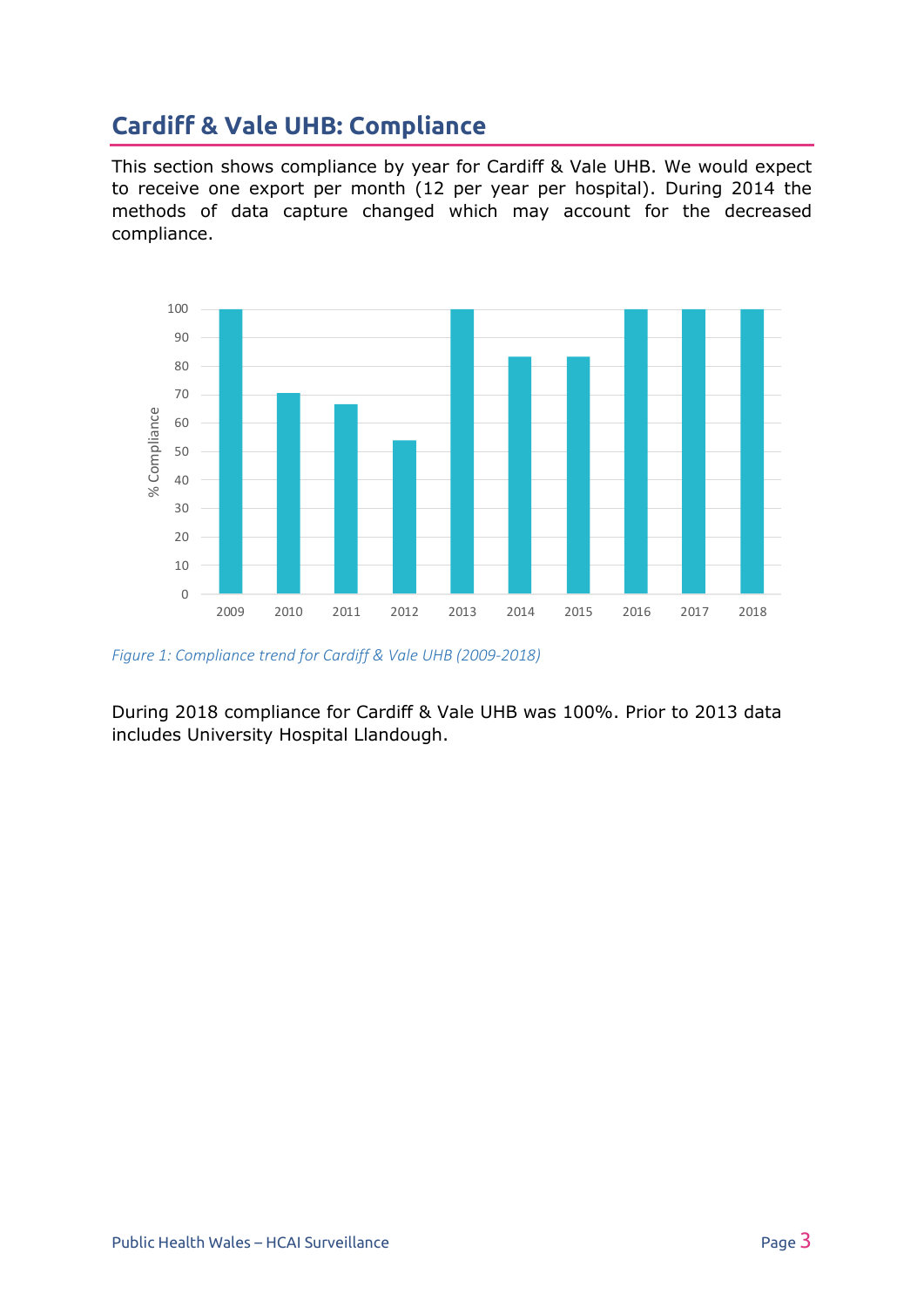## Cardiff & Vale UHB: Compliance

This section shows compliance by year for Cardiff & Vale UHB. We would expect to receive one export per month (12 per year per hospital). During 2014 the methods of data capture changed which may account for the decreased compliance.

*Figure 1: Compliance trend for Cardiff & Vale UHB (2009-2018)*

During 2018 compliance for Cardiff & Vale UHB was 100%. Prior to 2013 data includes University Hospital Llandough.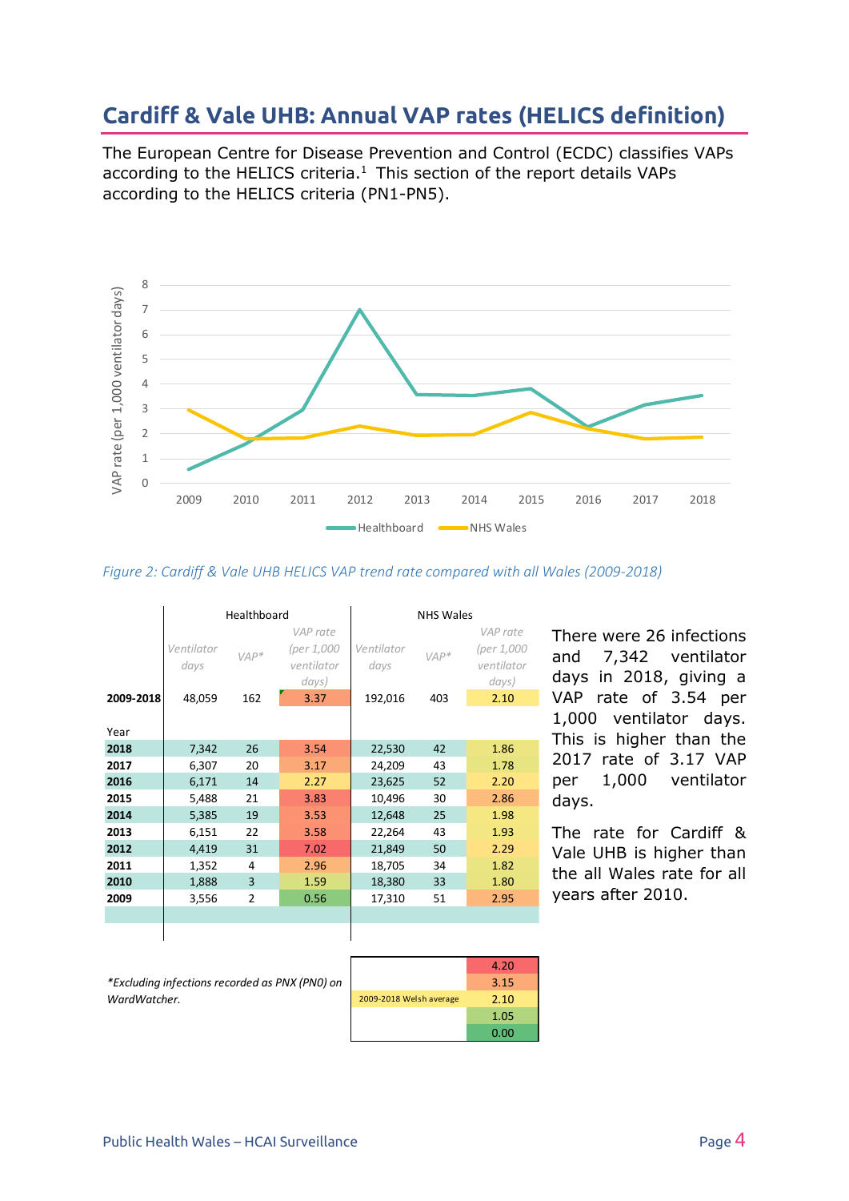## Cardiff & Vale UHB: Annual VAP rates (HELICS definition)

The European Centre for Disease Prevention and Control (ECDC) classifies VAPs according to the HELICS criteria.[1] This section of the report details VAPs according to the HELICS criteria (PN1-PN5).

*Figure 2: Cardiff & Vale UHB HELICS VAP trend rate compared with all Wales (2009-2018)*

| | Healthboard | | | NHS Wales | | |
|---|---|---|---|---|---|---|
| | *Ventilator days* | *VAP\** | *VAP rate (per 1,000 ventilator days)* | *Ventilator days* | *VAP\** | *VAP rate (per 1,000 ventilator days)* |
| **2009-2018** | 48,059 | 162 | 3.37 | 192,016 | 403 | 2.10 |
| Year | | | | | | |
| **2018** | 7,342 | 26 | 3.54 | 22,530 | 42 | 1.86 |
| **2017** | 6,307 | 20 | 3.17 | 24,209 | 43 | 1.78 |
| **2016** | 6,171 | 14 | 2.27 | 23,625 | 52 | 2.20 |
| **2015** | 5,488 | 21 | 3.83 | 10,496 | 30 | 2.86 |
| **2014** | 5,385 | 19 | 3.53 | 12,648 | 25 | 1.98 |
| **2013** | 6,151 | 22 | 3.58 | 22,264 | 43 | 1.93 |
| **2012** | 4,419 | 31 | 7.02 | 21,849 | 50 | 2.29 |
| **2011** | 1,352 | 4 | 2.96 | 18,705 | 34 | 1.82 |
| **2010** | 1,888 | 3 | 1.59 | 18,380 | 33 | 1.80 |
| **2009** | 3,556 | 2 | 0.56 | 17,310 | 51 | 2.95 |

*\*Excluding infections recorded as PNX (PN0) on WardWatcher.*

| | |
|---|---|
| | 4.20 |
| | 3.15 |
| 2009-2018 Welsh average | 2.10 |
| | 1.05 |
| | 0.00 |

There were 26 infections and 7,342 ventilator days in 2018, giving a VAP rate of 3.54 per 1,000 ventilator days. This is higher than the 2017 rate of 3.17 VAP per 1,000 ventilator days.

The rate for Cardiff & Vale UHB is higher than the all Wales rate for all years after 2010.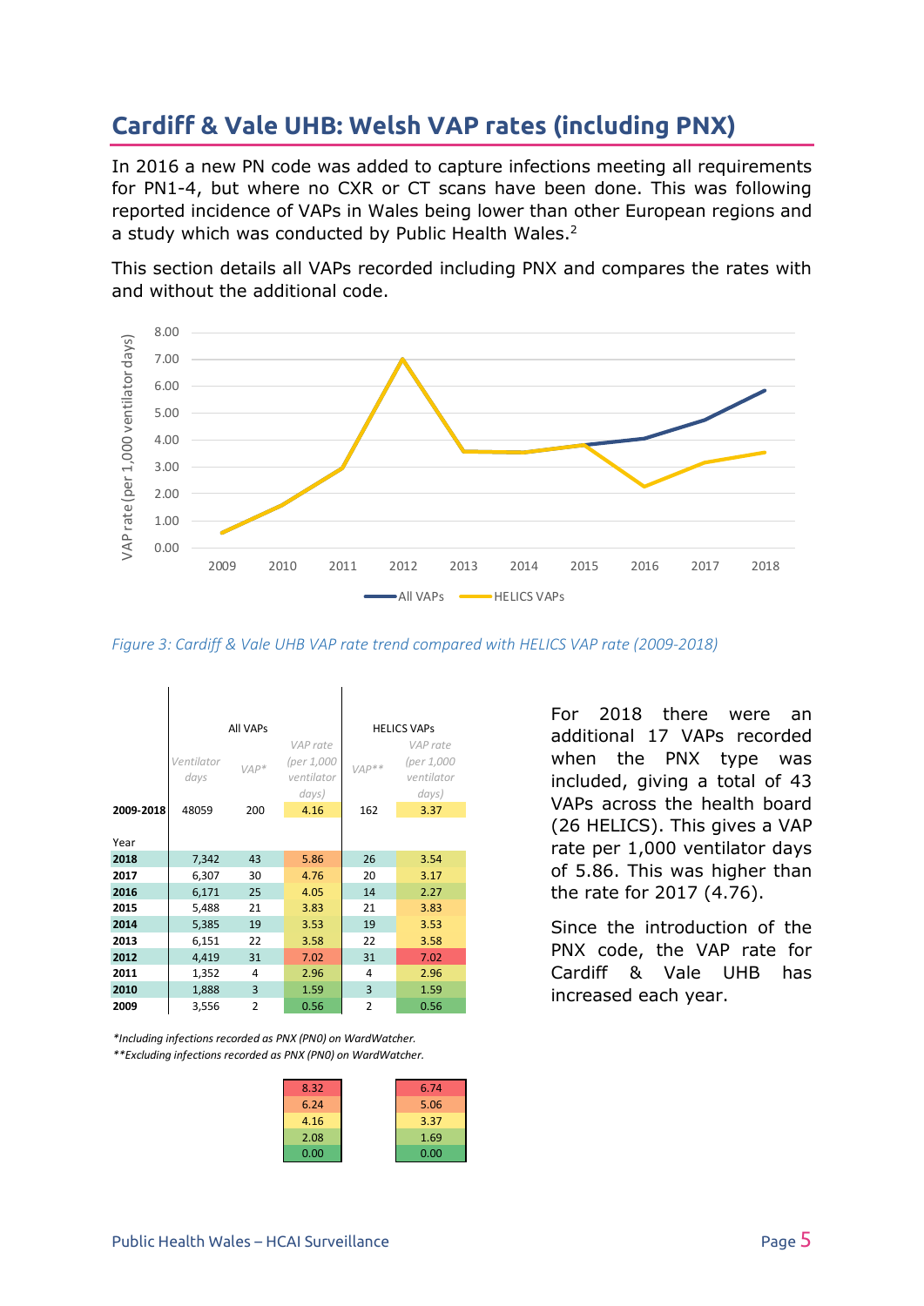## Cardiff & Vale UHB: Welsh VAP rates (including PNX)

In 2016 a new PN code was added to capture infections meeting all requirements for PN1-4, but where no CXR or CT scans have been done. This was following reported incidence of VAPs in Wales being lower than other European regions and a study which was conducted by Public Health Wales.[2]

This section details all VAPs recorded including PNX and compares the rates with and without the additional code.

*Figure 3: Cardiff & Vale UHB VAP rate trend compared with HELICS VAP rate (2009-2018)*

| | All VAPs | | | HELICS VAPs | |
|---|---|---|---|---|---|
| | Ventilator days | VAP* | VAP rate (per 1,000 ventilator days) | VAP** | VAP rate (per 1,000 ventilator days) |
| **2009-2018** | 48059 | 200 | 4.16 | 162 | 3.37 |
| Year | | | | | |
| **2018** | 7,342 | 43 | 5.86 | 26 | 3.54 |
| **2017** | 6,307 | 30 | 4.76 | 20 | 3.17 |
| **2016** | 6,171 | 25 | 4.05 | 14 | 2.27 |
| **2015** | 5,488 | 21 | 3.83 | 21 | 3.83 |
| **2014** | 5,385 | 19 | 3.53 | 19 | 3.53 |
| **2013** | 6,151 | 22 | 3.58 | 22 | 3.58 |
| **2012** | 4,419 | 31 | 7.02 | 31 | 7.02 |
| **2011** | 1,352 | 4 | 2.96 | 4 | 2.96 |
| **2010** | 1,888 | 3 | 1.59 | 3 | 1.59 |
| **2009** | 3,556 | 2 | 0.56 | 2 | 0.56 |

*\*Including infections recorded as PNX (PN0) on WardWatcher.*
*\*\*Excluding infections recorded as PNX (PN0) on WardWatcher.*

| All VAPs | HELICS VAPs |
|---|---|
| 8.32 | 6.74 |
| 6.24 | 5.06 |
| 4.16 | 3.37 |
| 2.08 | 1.69 |
| 0.00 | 0.00 |

For 2018 there were an additional 17 VAPs recorded when the PNX type was included, giving a total of 43 VAPs across the health board (26 HELICS). This gives a VAP rate per 1,000 ventilator days of 5.86. This was higher than the rate for 2017 (4.76).

Since the introduction of the PNX code, the VAP rate for Cardiff & Vale UHB has increased each year.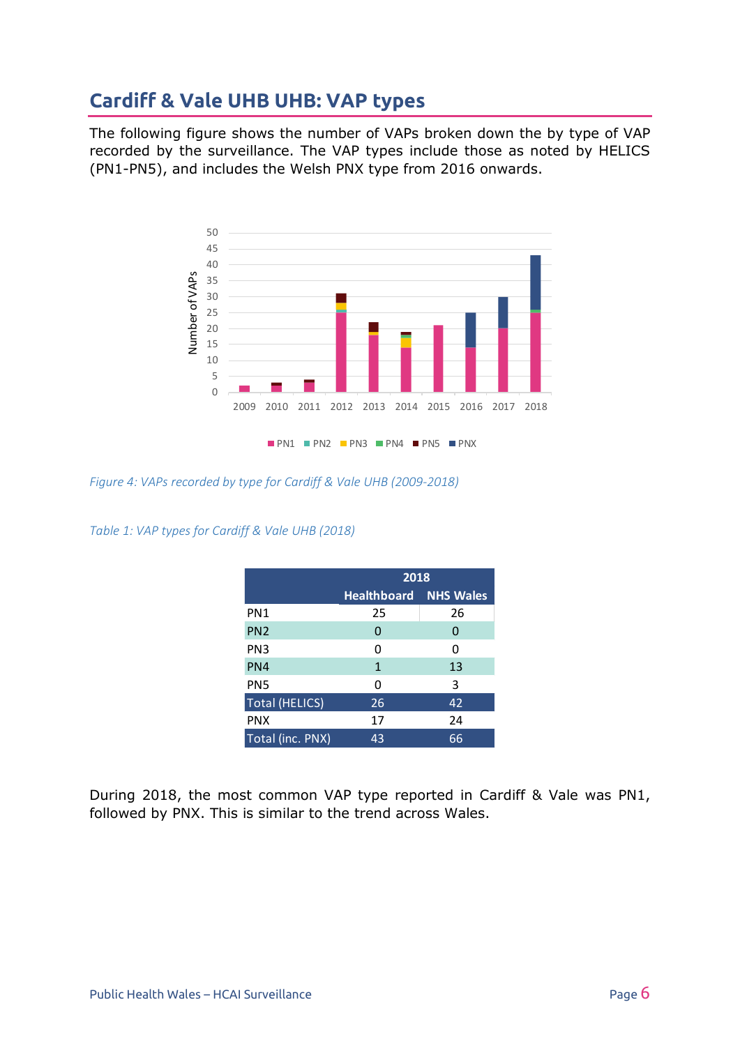## Cardiff & Vale UHB UHB: VAP types

The following figure shows the number of VAPs broken down the by type of VAP recorded by the surveillance. The VAP types include those as noted by HELICS (PN1-PN5), and includes the Welsh PNX type from 2016 onwards.

*Figure 4: VAPs recorded by type for Cardiff & Vale UHB (2009-2018)*

*Table 1: VAP types for Cardiff & Vale UHB (2018)*

| | 2018 | |
|---|---|---|
| | Healthboard | NHS Wales |
| PN1 | 25 | 26 |
| PN2 | 0 | 0 |
| PN3 | 0 | 0 |
| PN4 | 1 | 13 |
| PN5 | 0 | 3 |
| Total (HELICS) | 26 | 42 |
| PNX | 17 | 24 |
| Total (inc. PNX) | 43 | 66 |

During 2018, the most common VAP type reported in Cardiff & Vale was PN1, followed by PNX. This is similar to the trend across Wales.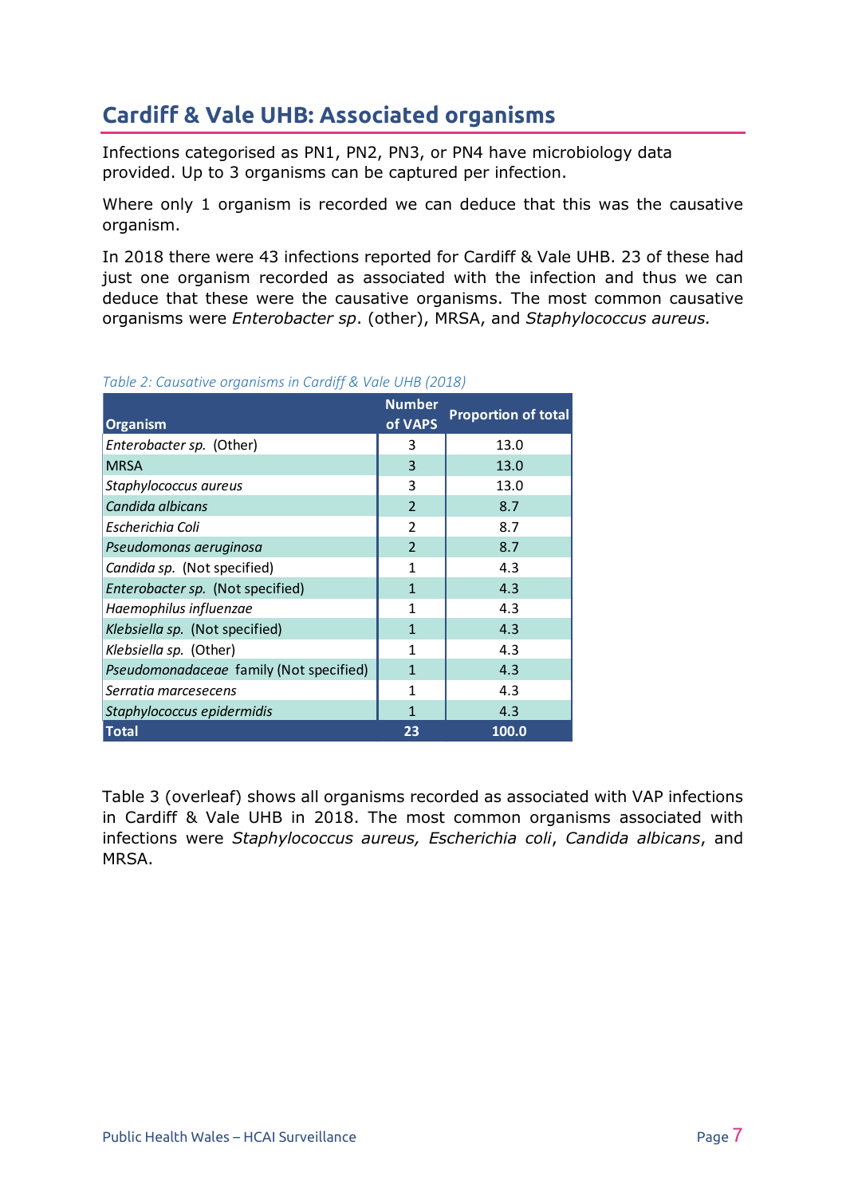## Cardiff & Vale UHB: Associated organisms

Infections categorised as PN1, PN2, PN3, or PN4 have microbiology data provided. Up to 3 organisms can be captured per infection.

Where only 1 organism is recorded we can deduce that this was the causative organism.

In 2018 there were 43 infections reported for Cardiff & Vale UHB. 23 of these had just one organism recorded as associated with the infection and thus we can deduce that these were the causative organisms. The most common causative organisms were *Enterobacter sp*. (other), MRSA, and *Staphylococcus aureus.*

*Table 2: Causative organisms in Cardiff & Vale UHB (2018)*

| Organism | Number of VAPS | Proportion of total |
|---|---|---|
| *Enterobacter sp.* (Other) | 3 | 13.0 |
| MRSA | 3 | 13.0 |
| *Staphylococcus aureus* | 3 | 13.0 |
| *Candida albicans* | 2 | 8.7 |
| *Escherichia Coli* | 2 | 8.7 |
| *Pseudomonas aeruginosa* | 2 | 8.7 |
| *Candida sp.* (Not specified) | 1 | 4.3 |
| *Enterobacter sp.* (Not specified) | 1 | 4.3 |
| *Haemophilus influenzae* | 1 | 4.3 |
| *Klebsiella sp.* (Not specified) | 1 | 4.3 |
| *Klebsiella sp.* (Other) | 1 | 4.3 |
| *Pseudomonadaceae* family (Not specified) | 1 | 4.3 |
| *Serratia marcesecens* | 1 | 4.3 |
| *Staphylococcus epidermidis* | 1 | 4.3 |
| **Total** | **23** | **100.0** |

Table 3 (overleaf) shows all organisms recorded as associated with VAP infections in Cardiff & Vale UHB in 2018. The most common organisms associated with infections were *Staphylococcus aureus, Escherichia coli*, *Candida albicans*, and MRSA.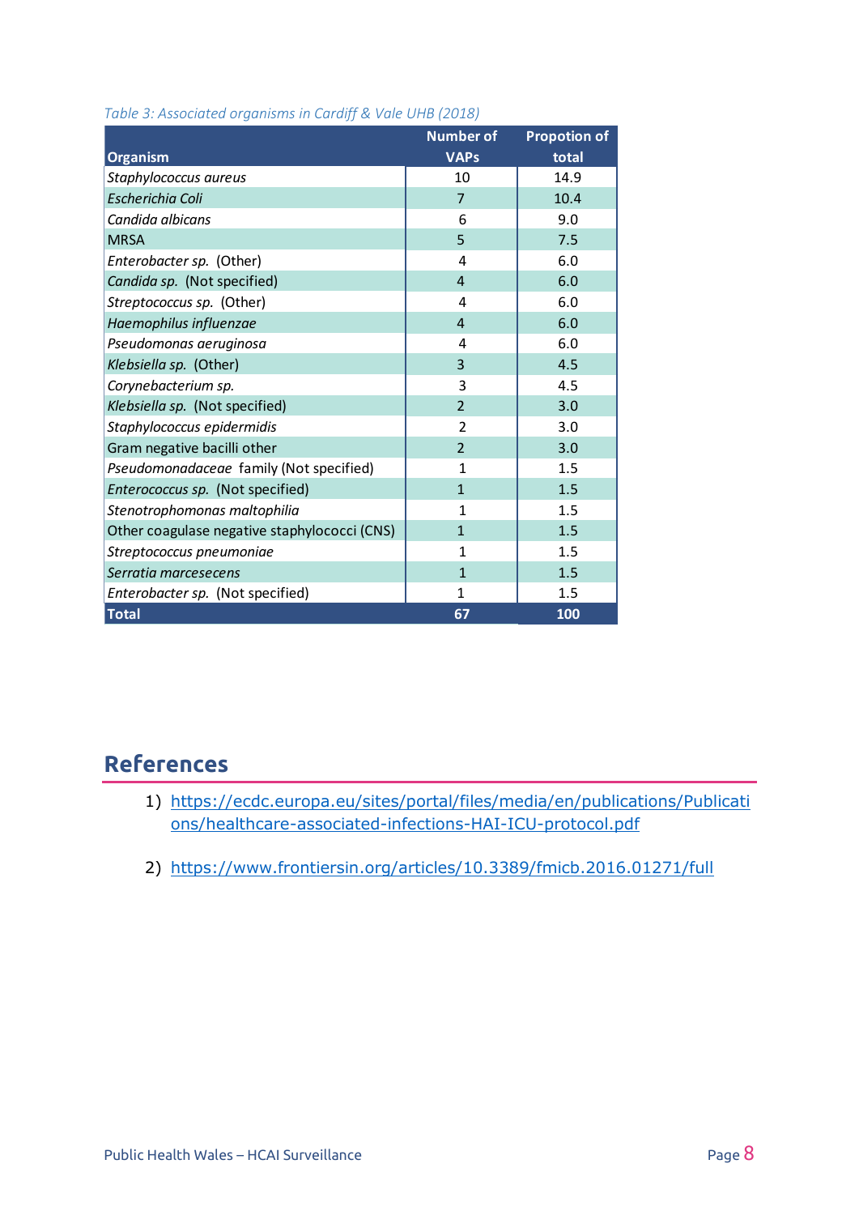*Table 3: Associated organisms in Cardiff & Vale UHB (2018)*

| Organism | Number of VAPs | Propotion of total |
|---|---|---|
| *Staphylococcus aureus* | 10 | 14.9 |
| *Escherichia Coli* | 7 | 10.4 |
| *Candida albicans* | 6 | 9.0 |
| MRSA | 5 | 7.5 |
| *Enterobacter sp.* (Other) | 4 | 6.0 |
| *Candida sp.* (Not specified) | 4 | 6.0 |
| *Streptococcus sp.* (Other) | 4 | 6.0 |
| *Haemophilus influenzae* | 4 | 6.0 |
| *Pseudomonas aeruginosa* | 4 | 6.0 |
| *Klebsiella sp.* (Other) | 3 | 4.5 |
| *Corynebacterium sp.* | 3 | 4.5 |
| *Klebsiella sp.* (Not specified) | 2 | 3.0 |
| *Staphylococcus epidermidis* | 2 | 3.0 |
| Gram negative bacilli other | 2 | 3.0 |
| *Pseudomonadaceae* family (Not specified) | 1 | 1.5 |
| *Enterococcus sp.* (Not specified) | 1 | 1.5 |
| *Stenotrophomonas maltophilia* | 1 | 1.5 |
| Other coagulase negative staphylococci (CNS) | 1 | 1.5 |
| *Streptococcus pneumoniae* | 1 | 1.5 |
| *Serratia marcesecens* | 1 | 1.5 |
| *Enterobacter sp.* (Not specified) | 1 | 1.5 |
| **Total** | **67** | **100** |

## References

1) https://ecdc.europa.eu/sites/portal/files/media/en/publications/Publications/healthcare-associated-infections-HAI-ICU-protocol.pdf

2) https://www.frontiersin.org/articles/10.3389/fmicb.2016.01271/full